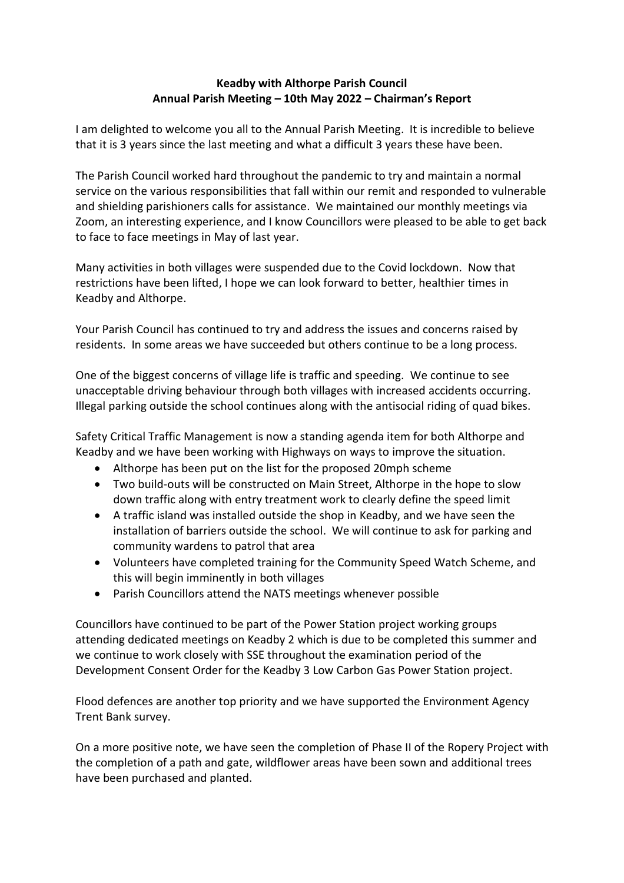**Keadby with Althorpe Parish Council**
**Annual Parish Meeting – 10th May 2022 – Chairman's Report**

I am delighted to welcome you all to the Annual Parish Meeting. It is incredible to believe that it is 3 years since the last meeting and what a difficult 3 years these have been.

The Parish Council worked hard throughout the pandemic to try and maintain a normal service on the various responsibilities that fall within our remit and responded to vulnerable and shielding parishioners calls for assistance. We maintained our monthly meetings via Zoom, an interesting experience, and I know Councillors were pleased to be able to get back to face to face meetings in May of last year.

Many activities in both villages were suspended due to the Covid lockdown. Now that restrictions have been lifted, I hope we can look forward to better, healthier times in Keadby and Althorpe.

Your Parish Council has continued to try and address the issues and concerns raised by residents. In some areas we have succeeded but others continue to be a long process.

One of the biggest concerns of village life is traffic and speeding. We continue to see unacceptable driving behaviour through both villages with increased accidents occurring. Illegal parking outside the school continues along with the antisocial riding of quad bikes.

Safety Critical Traffic Management is now a standing agenda item for both Althorpe and Keadby and we have been working with Highways on ways to improve the situation.

- Althorpe has been put on the list for the proposed 20mph scheme
- Two build-outs will be constructed on Main Street, Althorpe in the hope to slow down traffic along with entry treatment work to clearly define the speed limit
- A traffic island was installed outside the shop in Keadby, and we have seen the installation of barriers outside the school. We will continue to ask for parking and community wardens to patrol that area
- Volunteers have completed training for the Community Speed Watch Scheme, and this will begin imminently in both villages
- Parish Councillors attend the NATS meetings whenever possible

Councillors have continued to be part of the Power Station project working groups attending dedicated meetings on Keadby 2 which is due to be completed this summer and we continue to work closely with SSE throughout the examination period of the Development Consent Order for the Keadby 3 Low Carbon Gas Power Station project.

Flood defences are another top priority and we have supported the Environment Agency Trent Bank survey.

On a more positive note, we have seen the completion of Phase II of the Ropery Project with the completion of a path and gate, wildflower areas have been sown and additional trees have been purchased and planted.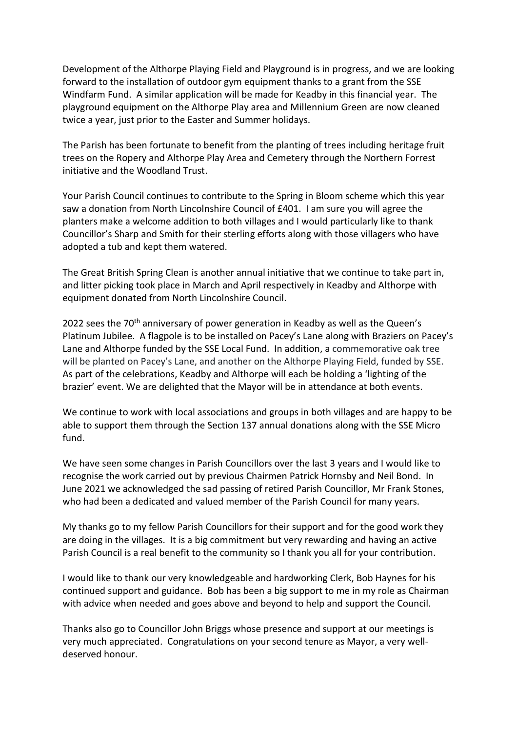Development of the Althorpe Playing Field and Playground is in progress, and we are looking forward to the installation of outdoor gym equipment thanks to a grant from the SSE Windfarm Fund. A similar application will be made for Keadby in this financial year. The playground equipment on the Althorpe Play area and Millennium Green are now cleaned twice a year, just prior to the Easter and Summer holidays.

The Parish has been fortunate to benefit from the planting of trees including heritage fruit trees on the Ropery and Althorpe Play Area and Cemetery through the Northern Forrest initiative and the Woodland Trust.

Your Parish Council continues to contribute to the Spring in Bloom scheme which this year saw a donation from North Lincolnshire Council of £401. I am sure you will agree the planters make a welcome addition to both villages and I would particularly like to thank Councillor's Sharp and Smith for their sterling efforts along with those villagers who have adopted a tub and kept them watered.

The Great British Spring Clean is another annual initiative that we continue to take part in, and litter picking took place in March and April respectively in Keadby and Althorpe with equipment donated from North Lincolnshire Council.

2022 sees the 70th anniversary of power generation in Keadby as well as the Queen's Platinum Jubilee. A flagpole is to be installed on Pacey's Lane along with Braziers on Pacey's Lane and Althorpe funded by the SSE Local Fund. In addition, a commemorative oak tree will be planted on Pacey's Lane, and another on the Althorpe Playing Field, funded by SSE. As part of the celebrations, Keadby and Althorpe will each be holding a 'lighting of the brazier' event. We are delighted that the Mayor will be in attendance at both events.

We continue to work with local associations and groups in both villages and are happy to be able to support them through the Section 137 annual donations along with the SSE Micro fund.

We have seen some changes in Parish Councillors over the last 3 years and I would like to recognise the work carried out by previous Chairmen Patrick Hornsby and Neil Bond. In June 2021 we acknowledged the sad passing of retired Parish Councillor, Mr Frank Stones, who had been a dedicated and valued member of the Parish Council for many years.

My thanks go to my fellow Parish Councillors for their support and for the good work they are doing in the villages. It is a big commitment but very rewarding and having an active Parish Council is a real benefit to the community so I thank you all for your contribution.

I would like to thank our very knowledgeable and hardworking Clerk, Bob Haynes for his continued support and guidance. Bob has been a big support to me in my role as Chairman with advice when needed and goes above and beyond to help and support the Council.

Thanks also go to Councillor John Briggs whose presence and support at our meetings is very much appreciated. Congratulations on your second tenure as Mayor, a very well-deserved honour.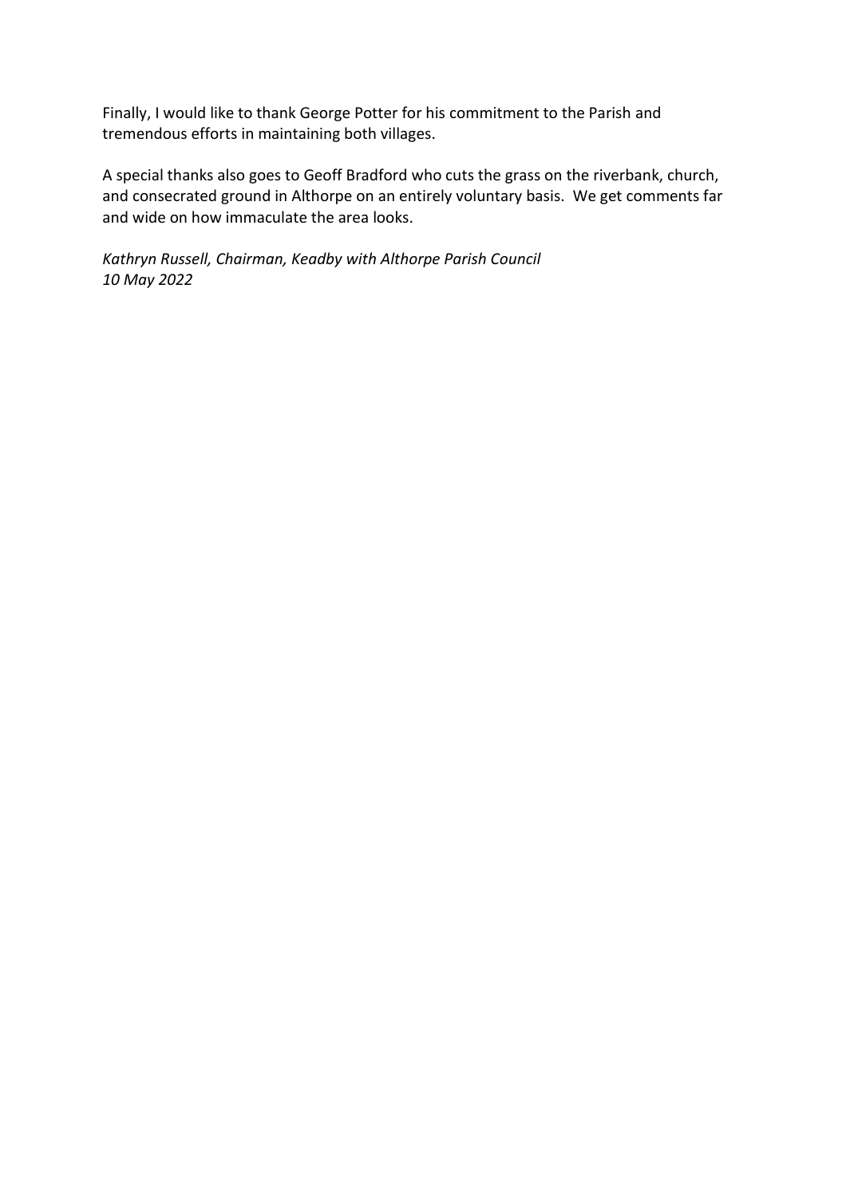Finally, I would like to thank George Potter for his commitment to the Parish and tremendous efforts in maintaining both villages.

A special thanks also goes to Geoff Bradford who cuts the grass on the riverbank, church, and consecrated ground in Althorpe on an entirely voluntary basis. We get comments far and wide on how immaculate the area looks.

*Kathryn Russell, Chairman, Keadby with Althorpe Parish Council*
*10 May 2022*